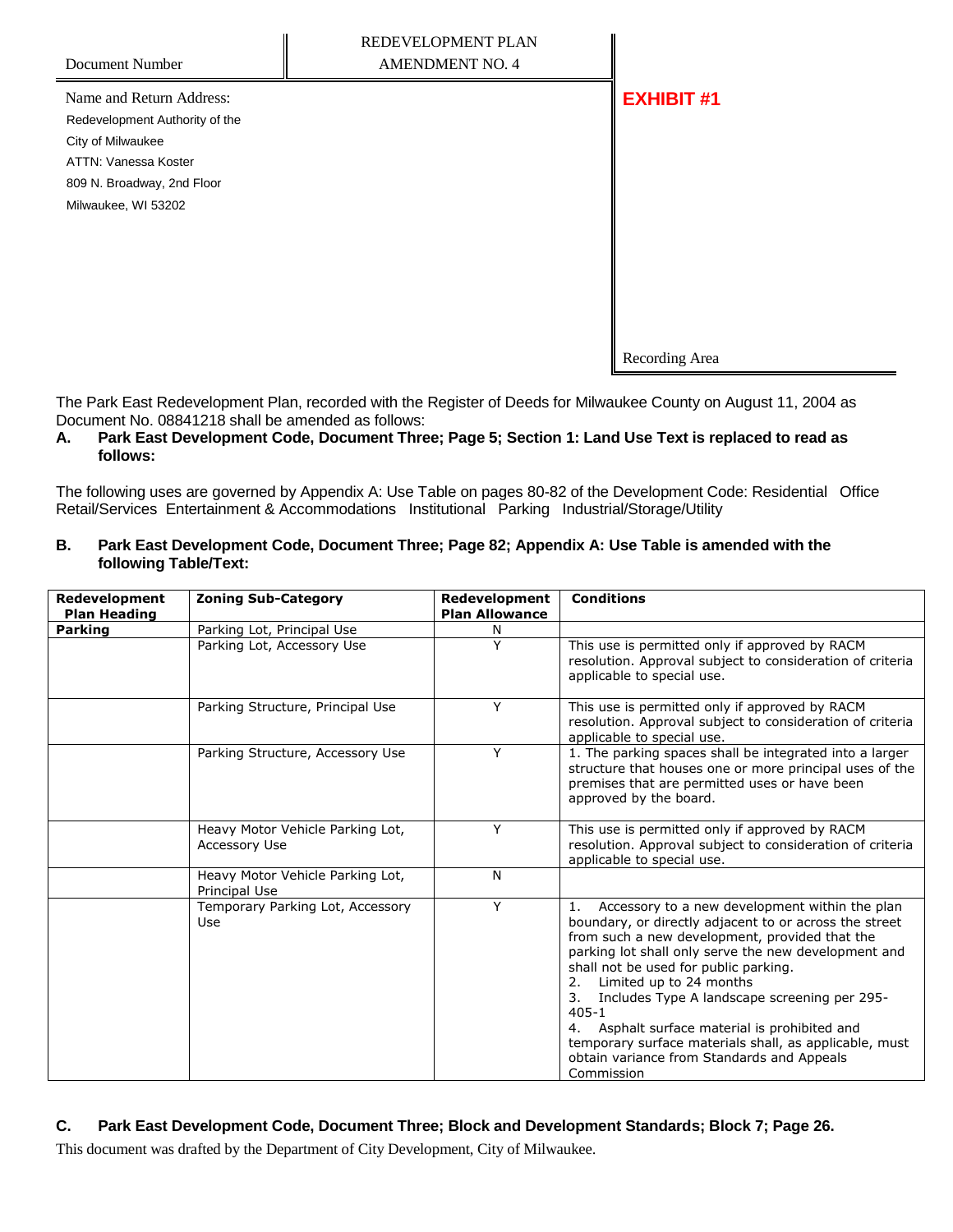| Document Number | REDEVELOPMENT PLAN AMENDMENT NO. 4 | |
|---|---|---|
| Name and Return Address: Redevelopment Authority of the City of Milwaukee ATTN: Vanessa Koster 809 N. Broadway, 2nd Floor Milwaukee, WI 53202 | | **EXHIBIT #1** Recording Area |

The Park East Redevelopment Plan, recorded with the Register of Deeds for Milwaukee County on August 11, 2004 as Document No. 08841218 shall be amended as follows:

**A. Park East Development Code, Document Three; Page 5; Section 1: Land Use Text is replaced to read as follows:**

The following uses are governed by Appendix A: Use Table on pages 80-82 of the Development Code: Residential Office Retail/Services Entertainment & Accommodations Institutional Parking Industrial/Storage/Utility

**B. Park East Development Code, Document Three; Page 82; Appendix A: Use Table is amended with the following Table/Text:**

| Redevelopment Plan Heading | Zoning Sub-Category | Redevelopment Plan Allowance | Conditions |
|---|---|---|---|
| **Parking** | Parking Lot, Principal Use | N | |
| | Parking Lot, Accessory Use | Y | This use is permitted only if approved by RACM resolution. Approval subject to consideration of criteria applicable to special use. |
| | Parking Structure, Principal Use | Y | This use is permitted only if approved by RACM resolution. Approval subject to consideration of criteria applicable to special use. |
| | Parking Structure, Accessory Use | Y | 1. The parking spaces shall be integrated into a larger structure that houses one or more principal uses of the premises that are permitted uses or have been approved by the board. |
| | Heavy Motor Vehicle Parking Lot, Accessory Use | Y | This use is permitted only if approved by RACM resolution. Approval subject to consideration of criteria applicable to special use. |
| | Heavy Motor Vehicle Parking Lot, Principal Use | N | |
| | Temporary Parking Lot, Accessory Use | Y | 1. Accessory to a new development within the plan boundary, or directly adjacent to or across the street from such a new development, provided that the parking lot shall only serve the new development and shall not be used for public parking. 2. Limited up to 24 months 3. Includes Type A landscape screening per 295-405-1 4. Asphalt surface material is prohibited and temporary surface materials shall, as applicable, must obtain variance from Standards and Appeals Commission |

**C. Park East Development Code, Document Three; Block and Development Standards; Block 7; Page 26.**

This document was drafted by the Department of City Development, City of Milwaukee.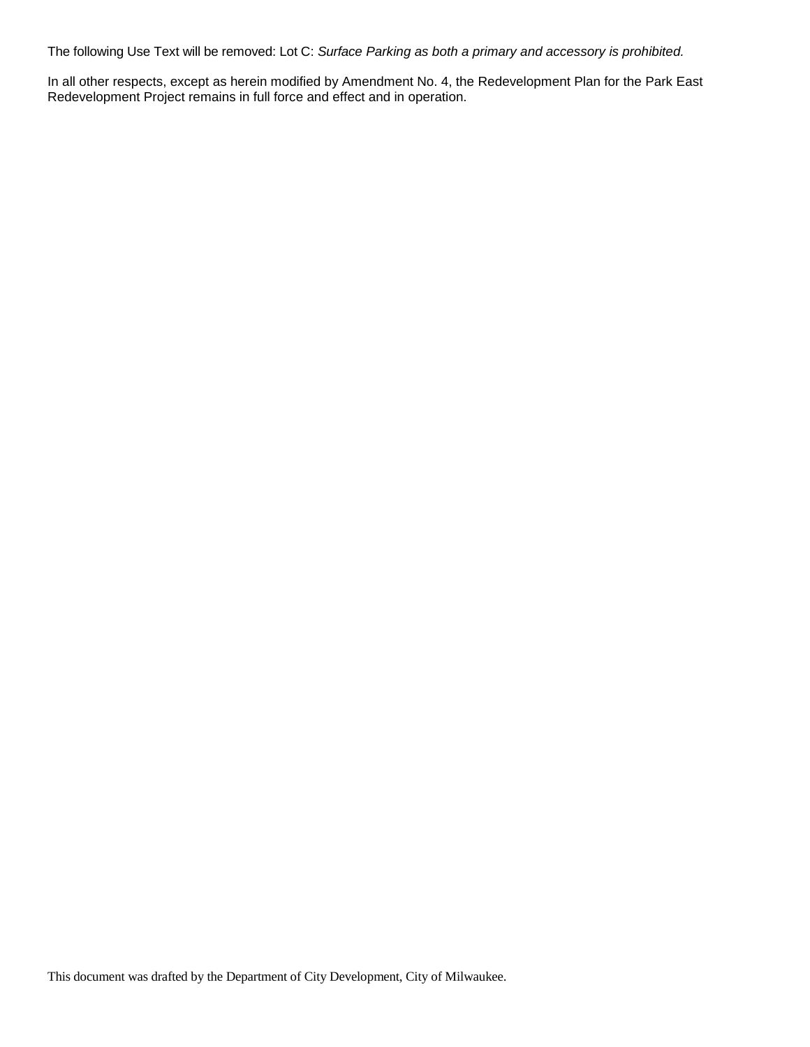The following Use Text will be removed: Lot C: *Surface Parking as both a primary and accessory is prohibited.*

In all other respects, except as herein modified by Amendment No. 4, the Redevelopment Plan for the Park East Redevelopment Project remains in full force and effect and in operation.

This document was drafted by the Department of City Development, City of Milwaukee.